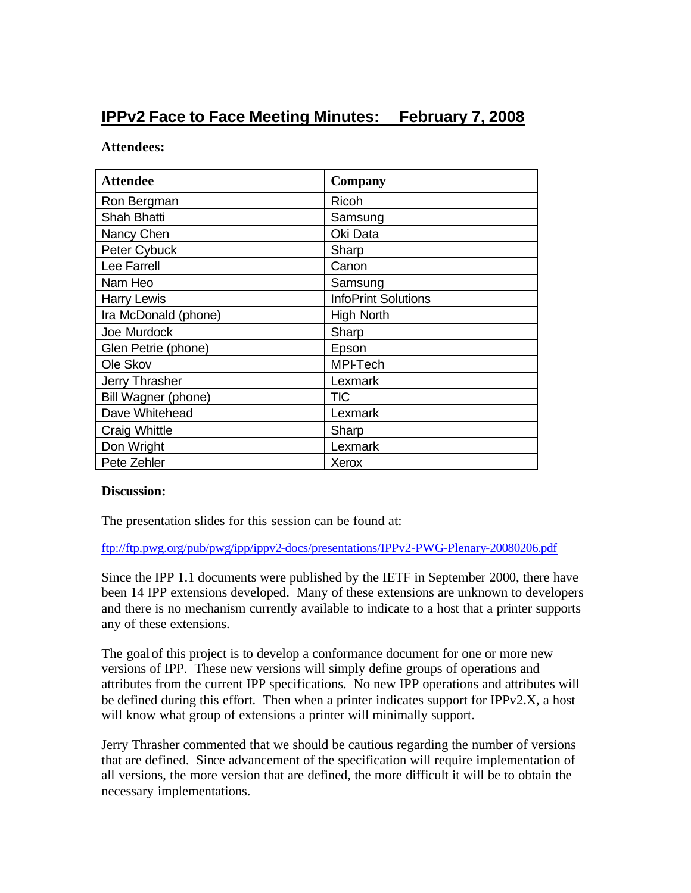# IPPv2 Face to Face Meeting Minutes: February 7, 2008

**Attendees:**

| Attendee | Company |
|---|---|
| Ron Bergman | Ricoh |
| Shah Bhatti | Samsung |
| Nancy Chen | Oki Data |
| Peter Cybuck | Sharp |
| Lee Farrell | Canon |
| Nam Heo | Samsung |
| Harry Lewis | InfoPrint Solutions |
| Ira McDonald (phone) | High North |
| Joe Murdock | Sharp |
| Glen Petrie (phone) | Epson |
| Ole Skov | MPI-Tech |
| Jerry Thrasher | Lexmark |
| Bill Wagner (phone) | TIC |
| Dave Whitehead | Lexmark |
| Craig Whittle | Sharp |
| Don Wright | Lexmark |
| Pete Zehler | Xerox |

**Discussion:**

The presentation slides for this session can be found at:

ftp://ftp.pwg.org/pub/pwg/ipp/ippv2-docs/presentations/IPPv2-PWG-Plenary-20080206.pdf

Since the IPP 1.1 documents were published by the IETF in September 2000, there have been 14 IPP extensions developed. Many of these extensions are unknown to developers and there is no mechanism currently available to indicate to a host that a printer supports any of these extensions.

The goal of this project is to develop a conformance document for one or more new versions of IPP. These new versions will simply define groups of operations and attributes from the current IPP specifications. No new IPP operations and attributes will be defined during this effort. Then when a printer indicates support for IPPv2.X, a host will know what group of extensions a printer will minimally support.

Jerry Thrasher commented that we should be cautious regarding the number of versions that are defined. Since advancement of the specification will require implementation of all versions, the more version that are defined, the more difficult it will be to obtain the necessary implementations.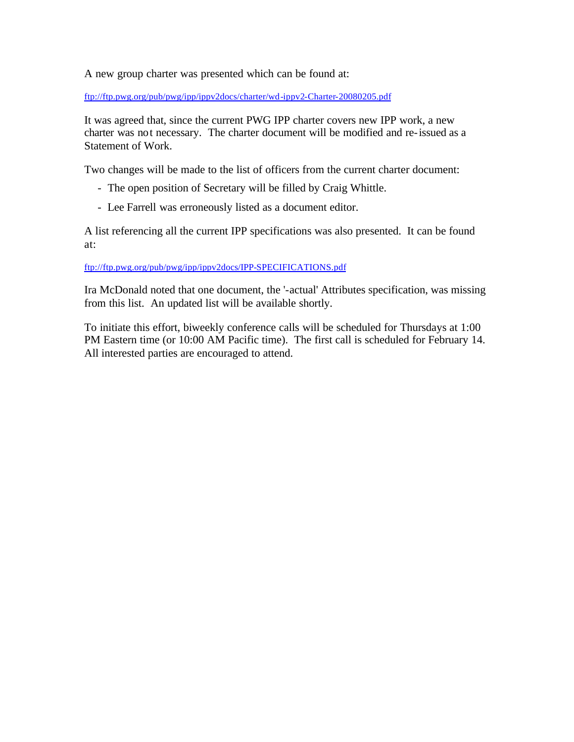A new group charter was presented which can be found at:

ftp://ftp.pwg.org/pub/pwg/ipp/ippv2docs/charter/wd-ippv2-Charter-20080205.pdf

It was agreed that, since the current PWG IPP charter covers new IPP work, a new charter was not necessary. The charter document will be modified and re-issued as a Statement of Work.

Two changes will be made to the list of officers from the current charter document:

- The open position of Secretary will be filled by Craig Whittle.
- Lee Farrell was erroneously listed as a document editor.

A list referencing all the current IPP specifications was also presented. It can be found at:

ftp://ftp.pwg.org/pub/pwg/ipp/ippv2docs/IPP-SPECIFICATIONS.pdf

Ira McDonald noted that one document, the '-actual' Attributes specification, was missing from this list. An updated list will be available shortly.

To initiate this effort, biweekly conference calls will be scheduled for Thursdays at 1:00 PM Eastern time (or 10:00 AM Pacific time). The first call is scheduled for February 14. All interested parties are encouraged to attend.